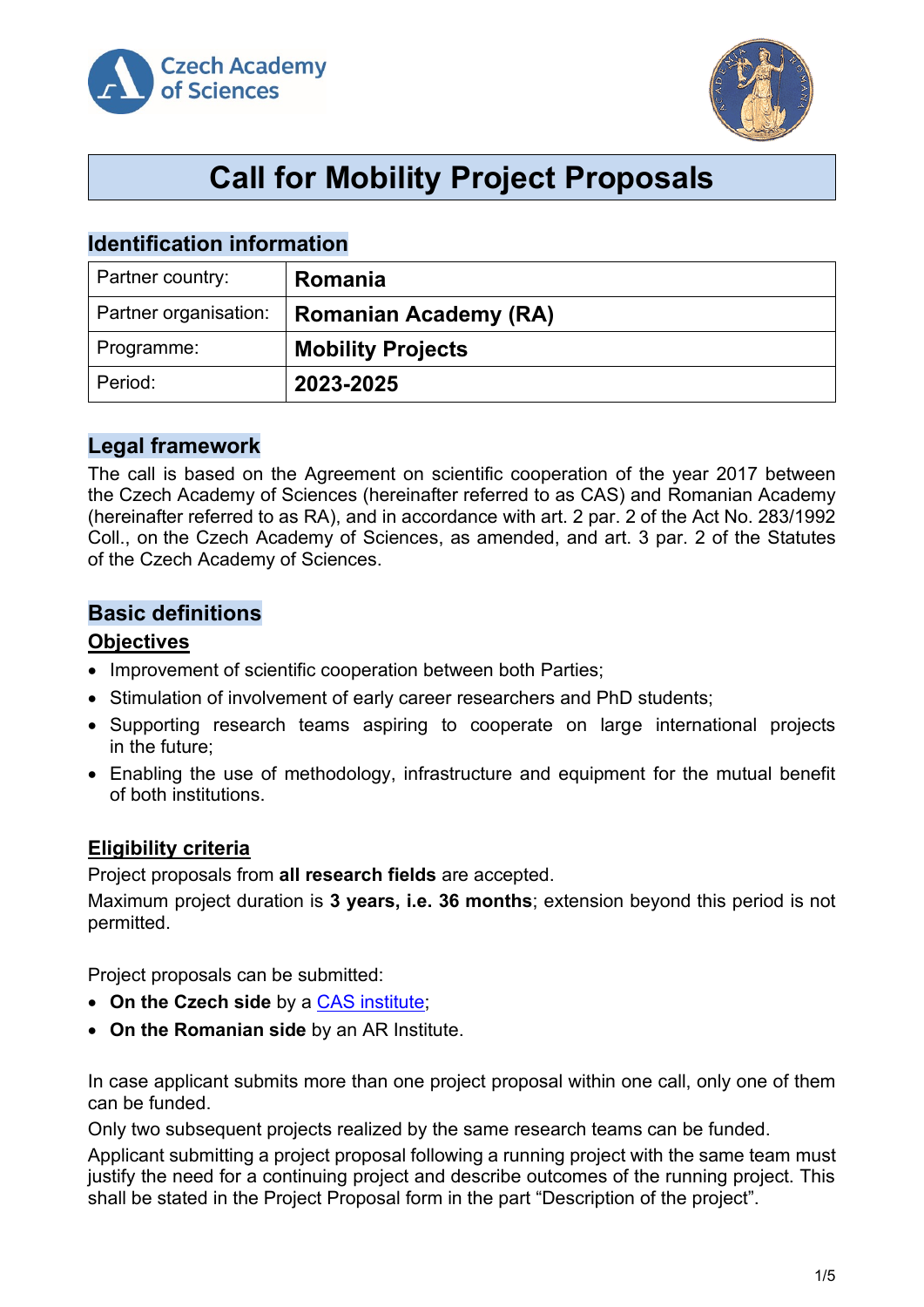# Call for Mobility Project Proposals

## Identification information

| Partner country: | **Romania** |
| --- | --- |
| Partner organisation: | **Romanian Academy (RA)** |
| Programme: | **Mobility Projects** |
| Period: | **2023-2025** |

## Legal framework

The call is based on the Agreement on scientific cooperation of the year 2017 between the Czech Academy of Sciences (hereinafter referred to as CAS) and Romanian Academy (hereinafter referred to as RA), and in accordance with art. 2 par. 2 of the Act No. 283/1992 Coll., on the Czech Academy of Sciences, as amended, and art. 3 par. 2 of the Statutes of the Czech Academy of Sciences.

## Basic definitions

### Objectives

- Improvement of scientific cooperation between both Parties;
- Stimulation of involvement of early career researchers and PhD students;
- Supporting research teams aspiring to cooperate on large international projects in the future;
- Enabling the use of methodology, infrastructure and equipment for the mutual benefit of both institutions.

### Eligibility criteria

Project proposals from **all research fields** are accepted.

Maximum project duration is **3 years, i.e. 36 months**; extension beyond this period is not permitted.

Project proposals can be submitted:

- **On the Czech side** by a CAS institute;
- **On the Romanian side** by an AR Institute.

In case applicant submits more than one project proposal within one call, only one of them can be funded.

Only two subsequent projects realized by the same research teams can be funded.

Applicant submitting a project proposal following a running project with the same team must justify the need for a continuing project and describe outcomes of the running project. This shall be stated in the Project Proposal form in the part "Description of the project".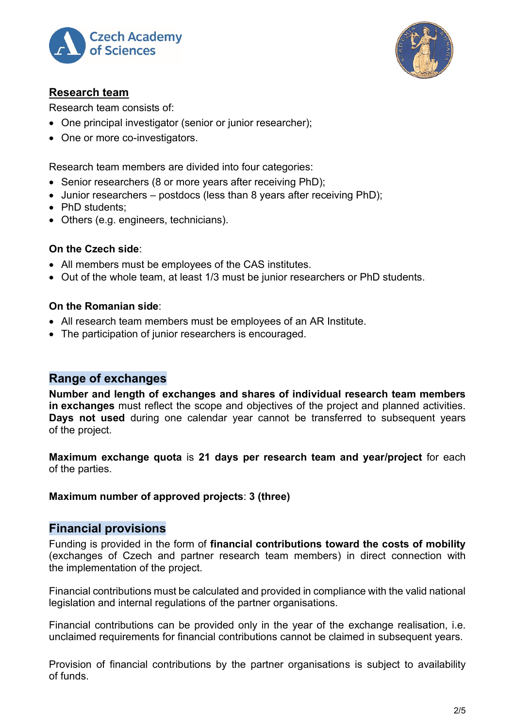## Research team

Research team consists of:

- One principal investigator (senior or junior researcher);
- One or more co-investigators.

Research team members are divided into four categories:

- Senior researchers (8 or more years after receiving PhD);
- Junior researchers – postdocs (less than 8 years after receiving PhD);
- PhD students;
- Others (e.g. engineers, technicians).

**On the Czech side**:

- All members must be employees of the CAS institutes.
- Out of the whole team, at least 1/3 must be junior researchers or PhD students.

**On the Romanian side**:

- All research team members must be employees of an AR Institute.
- The participation of junior researchers is encouraged.

## Range of exchanges

**Number and length of exchanges and shares of individual research team members in exchanges** must reflect the scope and objectives of the project and planned activities. **Days not used** during one calendar year cannot be transferred to subsequent years of the project.

**Maximum exchange quota** is **21 days per research team and year/project** for each of the parties.

**Maximum number of approved projects**: **3 (three)**

## Financial provisions

Funding is provided in the form of **financial contributions toward the costs of mobility** (exchanges of Czech and partner research team members) in direct connection with the implementation of the project.

Financial contributions must be calculated and provided in compliance with the valid national legislation and internal regulations of the partner organisations.

Financial contributions can be provided only in the year of the exchange realisation, i.e. unclaimed requirements for financial contributions cannot be claimed in subsequent years.

Provision of financial contributions by the partner organisations is subject to availability of funds.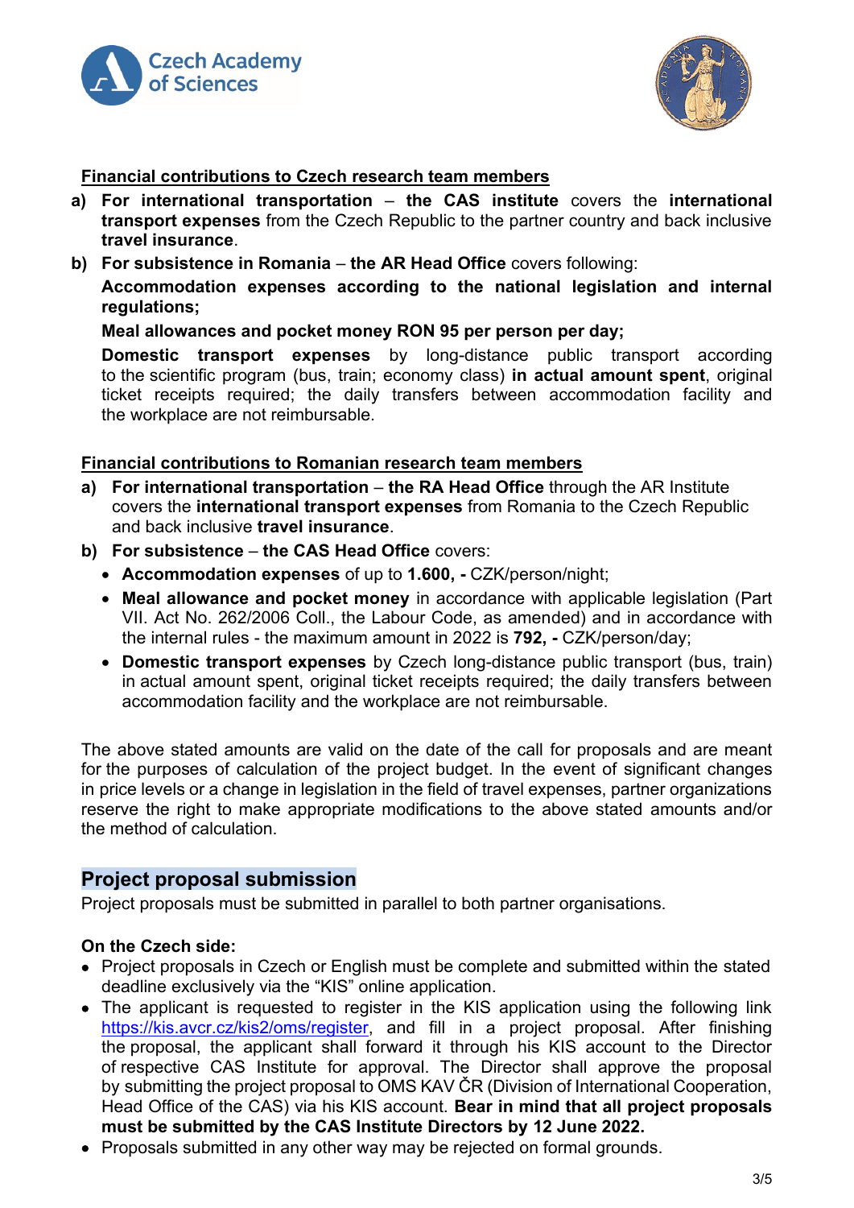**Financial contributions to Czech research team members**

a) **For international transportation** – **the CAS institute** covers the **international transport expenses** from the Czech Republic to the partner country and back inclusive **travel insurance**.

b) **For subsistence in Romania** – **the AR Head Office** covers following:

   **Accommodation expenses according to the national legislation and internal regulations;**

   **Meal allowances and pocket money RON 95 per person per day;**

   **Domestic transport expenses** by long-distance public transport according to the scientific program (bus, train; economy class) **in actual amount spent**, original ticket receipts required; the daily transfers between accommodation facility and the workplace are not reimbursable.

**Financial contributions to Romanian research team members**

a) **For international transportation** – **the RA Head Office** through the AR Institute covers the **international transport expenses** from Romania to the Czech Republic and back inclusive **travel insurance**.

b) **For subsistence** – **the CAS Head Office** covers:
   - **Accommodation expenses** of up to **1.600, -** CZK/person/night;
   - **Meal allowance and pocket money** in accordance with applicable legislation (Part VII. Act No. 262/2006 Coll., the Labour Code, as amended) and in accordance with the internal rules - the maximum amount in 2022 is **792, -** CZK/person/day;
   - **Domestic transport expenses** by Czech long-distance public transport (bus, train) in actual amount spent, original ticket receipts required; the daily transfers between accommodation facility and the workplace are not reimbursable.

The above stated amounts are valid on the date of the call for proposals and are meant for the purposes of calculation of the project budget. In the event of significant changes in price levels or a change in legislation in the field of travel expenses, partner organizations reserve the right to make appropriate modifications to the above stated amounts and/or the method of calculation.

## Project proposal submission

Project proposals must be submitted in parallel to both partner organisations.

**On the Czech side:**

- Project proposals in Czech or English must be complete and submitted within the stated deadline exclusively via the "KIS" online application.
- The applicant is requested to register in the KIS application using the following link https://kis.avcr.cz/kis2/oms/register, and fill in a project proposal. After finishing the proposal, the applicant shall forward it through his KIS account to the Director of respective CAS Institute for approval. The Director shall approve the proposal by submitting the project proposal to OMS KAV ČR (Division of International Cooperation, Head Office of the CAS) via his KIS account. **Bear in mind that all project proposals must be submitted by the CAS Institute Directors by 12 June 2022.**
- Proposals submitted in any other way may be rejected on formal grounds.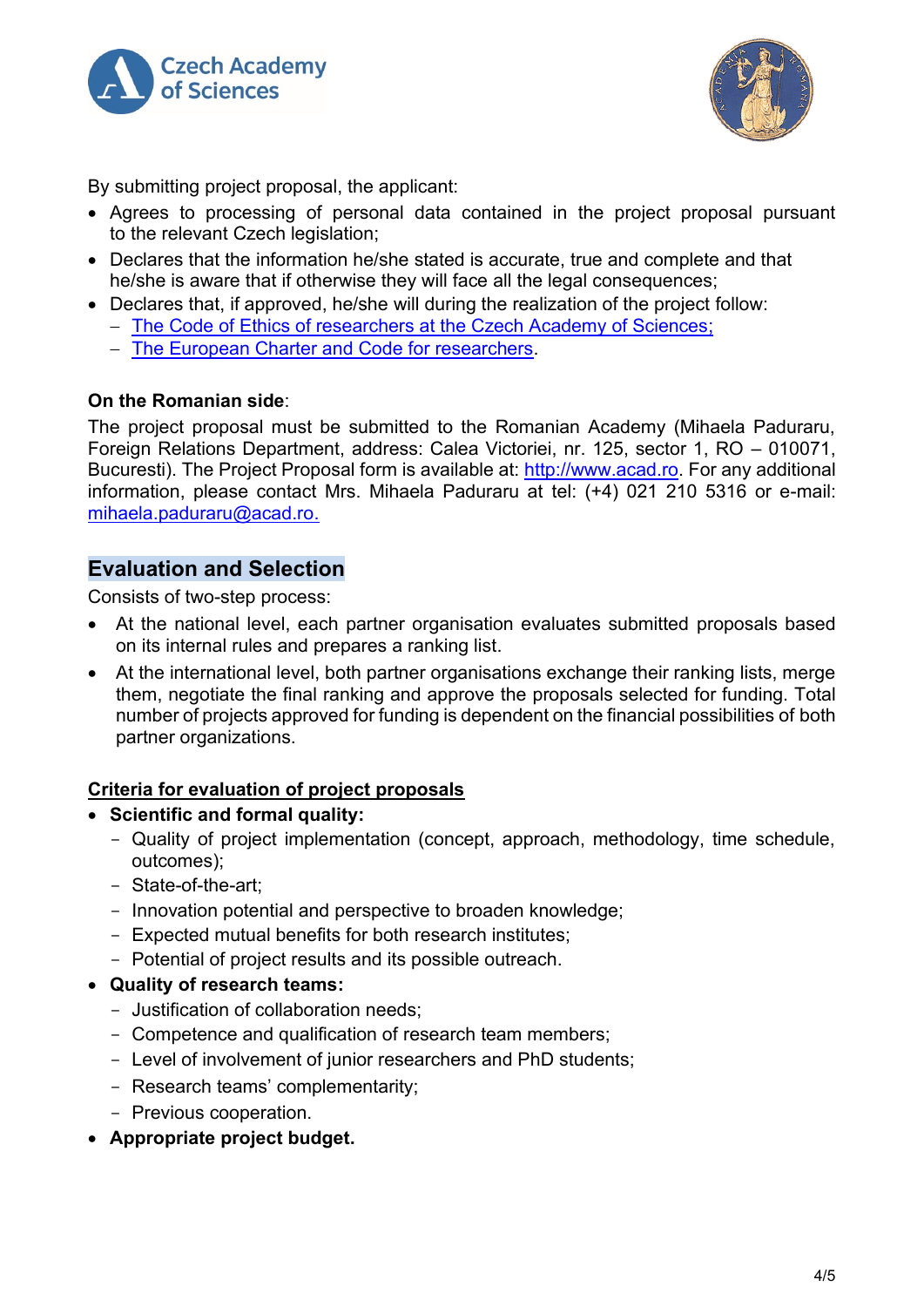By submitting project proposal, the applicant:

- Agrees to processing of personal data contained in the project proposal pursuant to the relevant Czech legislation;
- Declares that the information he/she stated is accurate, true and complete and that he/she is aware that if otherwise they will face all the legal consequences;
- Declares that, if approved, he/she will during the realization of the project follow:
  - The Code of Ethics of researchers at the Czech Academy of Sciences;
  - The European Charter and Code for researchers.

**On the Romanian side**:

The project proposal must be submitted to the Romanian Academy (Mihaela Paduraru, Foreign Relations Department, address: Calea Victoriei, nr. 125, sector 1, RO – 010071, Bucuresti). The Project Proposal form is available at: http://www.acad.ro. For any additional information, please contact Mrs. Mihaela Paduraru at tel: (+4) 021 210 5316 or e-mail: mihaela.paduraru@acad.ro.

## Evaluation and Selection

Consists of two-step process:

- At the national level, each partner organisation evaluates submitted proposals based on its internal rules and prepares a ranking list.
- At the international level, both partner organisations exchange their ranking lists, merge them, negotiate the final ranking and approve the proposals selected for funding. Total number of projects approved for funding is dependent on the financial possibilities of both partner organizations.

**Criteria for evaluation of project proposals**

- **Scientific and formal quality:**
  - Quality of project implementation (concept, approach, methodology, time schedule, outcomes);
  - State-of-the-art;
  - Innovation potential and perspective to broaden knowledge;
  - Expected mutual benefits for both research institutes;
  - Potential of project results and its possible outreach.
- **Quality of research teams:**
  - Justification of collaboration needs;
  - Competence and qualification of research team members;
  - Level of involvement of junior researchers and PhD students;
  - Research teams' complementarity;
  - Previous cooperation.
- **Appropriate project budget.**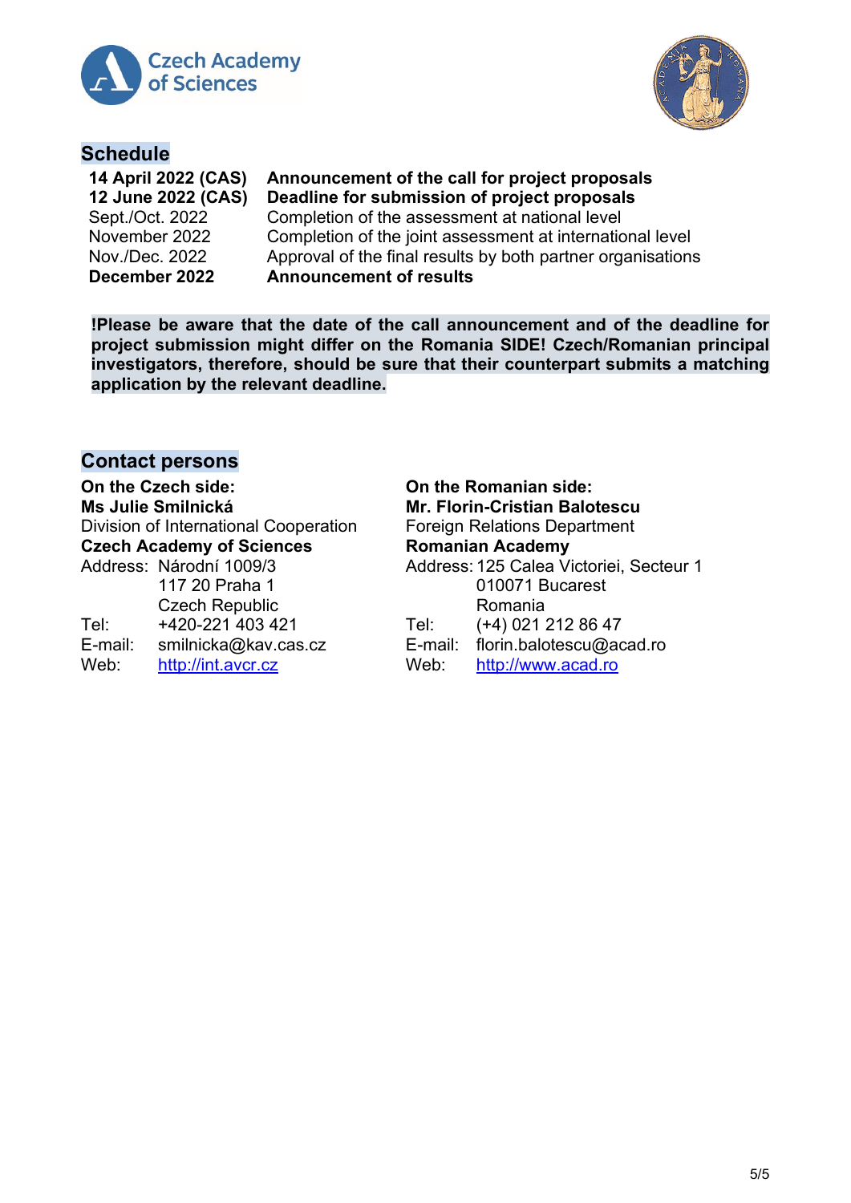## Schedule

| | |
|---|---|
| **14 April 2022 (CAS)** | **Announcement of the call for project proposals** |
| **12 June 2022 (CAS)** | **Deadline for submission of project proposals** |
| Sept./Oct. 2022 | Completion of the assessment at national level |
| November 2022 | Completion of the joint assessment at international level |
| Nov./Dec. 2022 | Approval of the final results by both partner organisations |
| **December 2022** | **Announcement of results** |

**!Please be aware that the date of the call announcement and of the deadline for project submission might differ on the Romania SIDE! Czech/Romanian principal investigators, therefore, should be sure that their counterpart submits a matching application by the relevant deadline.**

## Contact persons

**On the Czech side:**
**Ms Julie Smilnická**
Division of International Cooperation
**Czech Academy of Sciences**
Address: Národní 1009/3
117 20 Praha 1
Czech Republic
Tel: +420-221 403 421
E-mail: smilnicka@kav.cas.cz
Web: http://int.avcr.cz

**On the Romanian side:**
**Mr. Florin-Cristian Balotescu**
Foreign Relations Department
**Romanian Academy**
Address: 125 Calea Victoriei, Secteur 1
010071 Bucarest
Romania
Tel: (+4) 021 212 86 47
E-mail: florin.balotescu@acad.ro
Web: http://www.acad.ro